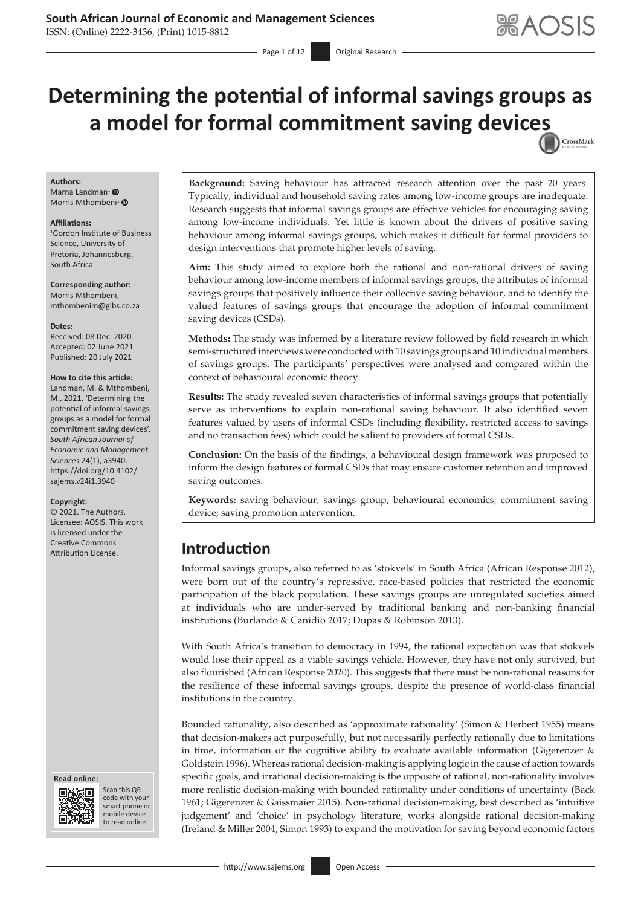# Determining the potential of informal savings groups as a model for formal commitment saving devices

**Authors:**
Marna Landman[1]
Morris Mthombeni[1]

**Affiliations:**
[1]Gordon Institute of Business Science, University of Pretoria, Johannesburg, South Africa

**Corresponding author:**
Morris Mthombeni,
mthombenim@gibs.co.za

**Dates:**
Received: 08 Dec. 2020
Accepted: 02 June 2021
Published: 20 July 2021

**How to cite this article:**
Landman, M. & Mthombeni, M., 2021, 'Determining the potential of informal savings groups as a model for formal commitment saving devices', *South African Journal of Economic and Management Sciences* 24(1), a3940. https://doi.org/10.4102/sajems.v24i1.3940

**Copyright:**
© 2021. The Authors. Licensee: AOSIS. This work is licensed under the Creative Commons Attribution License.

**Background:** Saving behaviour has attracted research attention over the past 20 years. Typically, individual and household saving rates among low-income groups are inadequate. Research suggests that informal savings groups are effective vehicles for encouraging saving among low-income individuals. Yet little is known about the drivers of positive saving behaviour among informal savings groups, which makes it difficult for formal providers to design interventions that promote higher levels of saving.

**Aim:** This study aimed to explore both the rational and non-rational drivers of saving behaviour among low-income members of informal savings groups, the attributes of informal savings groups that positively influence their collective saving behaviour, and to identify the valued features of savings groups that encourage the adoption of informal commitment saving devices (CSDs).

**Methods:** The study was informed by a literature review followed by field research in which semi-structured interviews were conducted with 10 savings groups and 10 individual members of savings groups. The participants' perspectives were analysed and compared within the context of behavioural economic theory.

**Results:** The study revealed seven characteristics of informal savings groups that potentially serve as interventions to explain non-rational saving behaviour. It also identified seven features valued by users of informal CSDs (including flexibility, restricted access to savings and no transaction fees) which could be salient to providers of formal CSDs.

**Conclusion:** On the basis of the findings, a behavioural design framework was proposed to inform the design features of formal CSDs that may ensure customer retention and improved saving outcomes.

**Keywords:** saving behaviour; savings group; behavioural economics; commitment saving device; saving promotion intervention.

## Introduction

Informal savings groups, also referred to as 'stokvels' in South Africa (African Response 2012), were born out of the country's repressive, race-based policies that restricted the economic participation of the black population. These savings groups are unregulated societies aimed at individuals who are under-served by traditional banking and non-banking financial institutions (Burlando & Canidio 2017; Dupas & Robinson 2013).

With South Africa's transition to democracy in 1994, the rational expectation was that stokvels would lose their appeal as a viable savings vehicle. However, they have not only survived, but also flourished (African Response 2020). This suggests that there must be non-rational reasons for the resilience of these informal savings groups, despite the presence of world-class financial institutions in the country.

Bounded rationality, also described as 'approximate rationality' (Simon & Herbert 1955) means that decision-makers act purposefully, but not necessarily perfectly rationally due to limitations in time, information or the cognitive ability to evaluate available information (Gigerenzer & Goldstein 1996). Whereas rational decision-making is applying logic in the cause of action towards specific goals, and irrational decision-making is the opposite of rational, non-rationality involves more realistic decision-making with bounded rationality under conditions of uncertainty (Back 1961; Gigerenzer & Gaissmaier 2015). Non-rational decision-making, best described as 'intuitive judgement' and 'choice' in psychology literature, works alongside rational decision-making (Ireland & Miller 2004; Simon 1993) to expand the motivation for saving beyond economic factors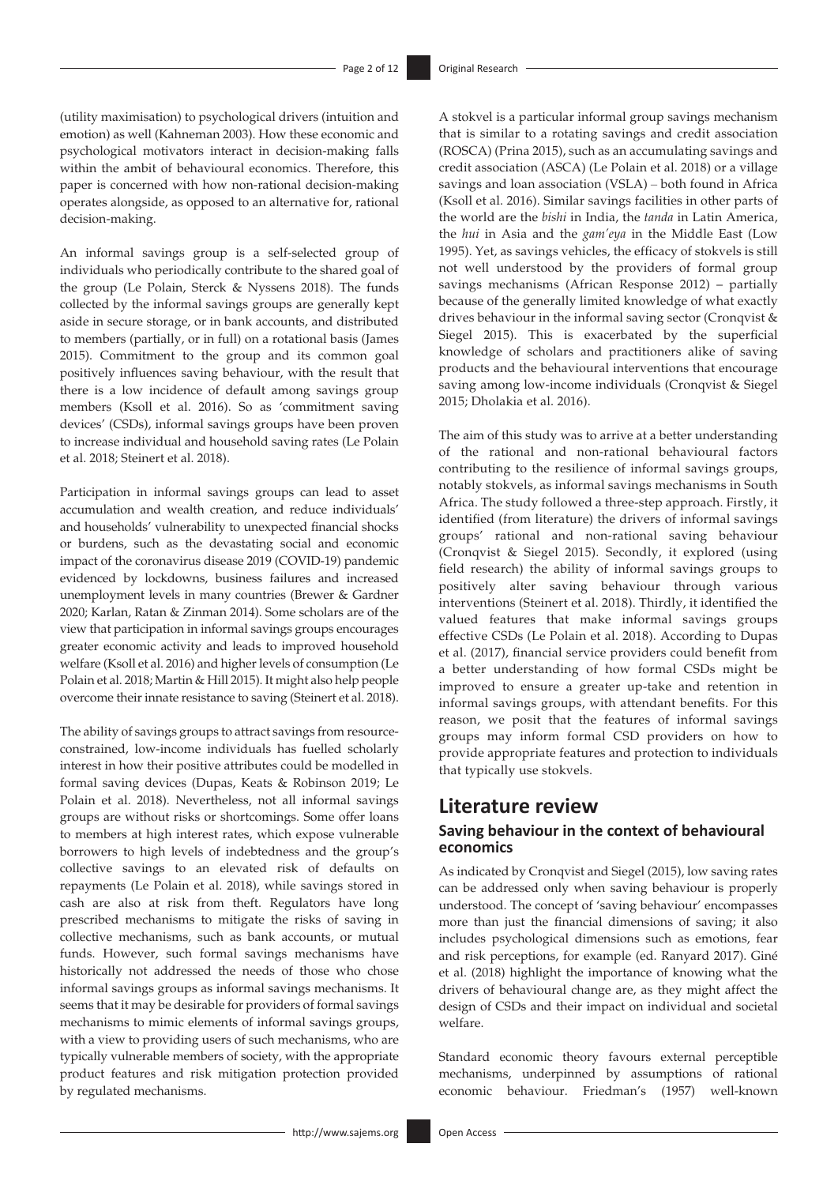(utility maximisation) to psychological drivers (intuition and emotion) as well (Kahneman 2003). How these economic and psychological motivators interact in decision-making falls within the ambit of behavioural economics. Therefore, this paper is concerned with how non-rational decision-making operates alongside, as opposed to an alternative for, rational decision-making.

An informal savings group is a self-selected group of individuals who periodically contribute to the shared goal of the group (Le Polain, Sterck & Nyssens 2018). The funds collected by the informal savings groups are generally kept aside in secure storage, or in bank accounts, and distributed to members (partially, or in full) on a rotational basis (James 2015). Commitment to the group and its common goal positively influences saving behaviour, with the result that there is a low incidence of default among savings group members (Ksoll et al. 2016). So as 'commitment saving devices' (CSDs), informal savings groups have been proven to increase individual and household saving rates (Le Polain et al. 2018; Steinert et al. 2018).

Participation in informal savings groups can lead to asset accumulation and wealth creation, and reduce individuals' and households' vulnerability to unexpected financial shocks or burdens, such as the devastating social and economic impact of the coronavirus disease 2019 (COVID-19) pandemic evidenced by lockdowns, business failures and increased unemployment levels in many countries (Brewer & Gardner 2020; Karlan, Ratan & Zinman 2014). Some scholars are of the view that participation in informal savings groups encourages greater economic activity and leads to improved household welfare (Ksoll et al. 2016) and higher levels of consumption (Le Polain et al. 2018; Martin & Hill 2015). It might also help people overcome their innate resistance to saving (Steinert et al. 2018).

The ability of savings groups to attract savings from resource-constrained, low-income individuals has fuelled scholarly interest in how their positive attributes could be modelled in formal saving devices (Dupas, Keats & Robinson 2019; Le Polain et al. 2018). Nevertheless, not all informal savings groups are without risks or shortcomings. Some offer loans to members at high interest rates, which expose vulnerable borrowers to high levels of indebtedness and the group's collective savings to an elevated risk of defaults on repayments (Le Polain et al. 2018), while savings stored in cash are also at risk from theft. Regulators have long prescribed mechanisms to mitigate the risks of saving in collective mechanisms, such as bank accounts, or mutual funds. However, such formal savings mechanisms have historically not addressed the needs of those who chose informal savings groups as informal savings mechanisms. It seems that it may be desirable for providers of formal savings mechanisms to mimic elements of informal savings groups, with a view to providing users of such mechanisms, who are typically vulnerable members of society, with the appropriate product features and risk mitigation protection provided by regulated mechanisms.

A stokvel is a particular informal group savings mechanism that is similar to a rotating savings and credit association (ROSCA) (Prina 2015), such as an accumulating savings and credit association (ASCA) (Le Polain et al. 2018) or a village savings and loan association (VSLA) – both found in Africa (Ksoll et al. 2016). Similar savings facilities in other parts of the world are the *bishi* in India, the *tanda* in Latin America, the *hui* in Asia and the *gam'eya* in the Middle East (Low 1995). Yet, as savings vehicles, the efficacy of stokvels is still not well understood by the providers of formal group savings mechanisms (African Response 2012) – partially because of the generally limited knowledge of what exactly drives behaviour in the informal saving sector (Cronqvist & Siegel 2015). This is exacerbated by the superficial knowledge of scholars and practitioners alike of saving products and the behavioural interventions that encourage saving among low-income individuals (Cronqvist & Siegel 2015; Dholakia et al. 2016).

The aim of this study was to arrive at a better understanding of the rational and non-rational behavioural factors contributing to the resilience of informal savings groups, notably stokvels, as informal savings mechanisms in South Africa. The study followed a three-step approach. Firstly, it identified (from literature) the drivers of informal savings groups' rational and non-rational saving behaviour (Cronqvist & Siegel 2015). Secondly, it explored (using field research) the ability of informal savings groups to positively alter saving behaviour through various interventions (Steinert et al. 2018). Thirdly, it identified the valued features that make informal savings groups effective CSDs (Le Polain et al. 2018). According to Dupas et al. (2017), financial service providers could benefit from a better understanding of how formal CSDs might be improved to ensure a greater up-take and retention in informal savings groups, with attendant benefits. For this reason, we posit that the features of informal savings groups may inform formal CSD providers on how to provide appropriate features and protection to individuals that typically use stokvels.

## Literature review

### Saving behaviour in the context of behavioural economics

As indicated by Cronqvist and Siegel (2015), low saving rates can be addressed only when saving behaviour is properly understood. The concept of 'saving behaviour' encompasses more than just the financial dimensions of saving; it also includes psychological dimensions such as emotions, fear and risk perceptions, for example (ed. Ranyard 2017). Giné et al. (2018) highlight the importance of knowing what the drivers of behavioural change are, as they might affect the design of CSDs and their impact on individual and societal welfare.

Standard economic theory favours external perceptible mechanisms, underpinned by assumptions of rational economic behaviour. Friedman's (1957) well-known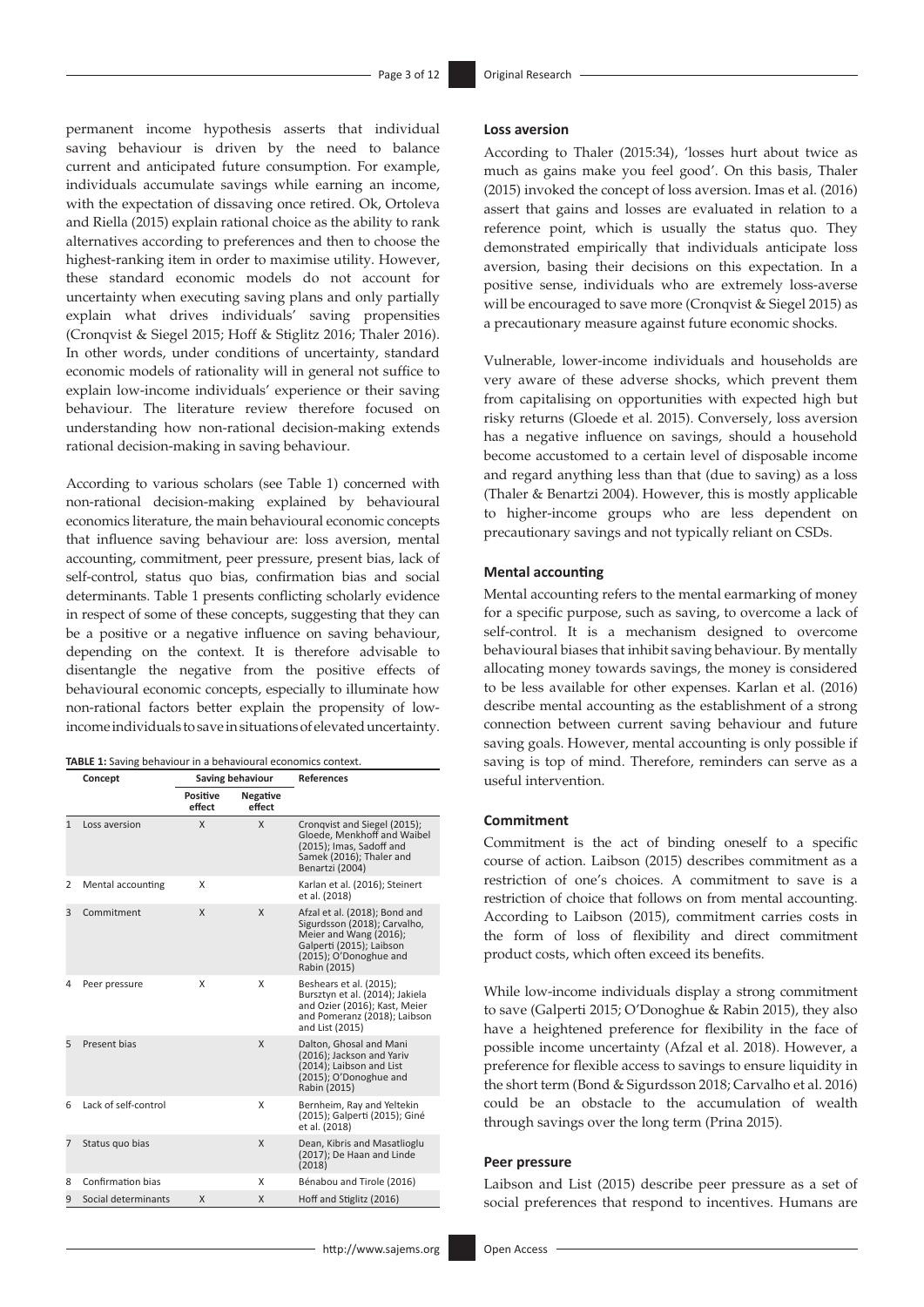permanent income hypothesis asserts that individual saving behaviour is driven by the need to balance current and anticipated future consumption. For example, individuals accumulate savings while earning an income, with the expectation of dissaving once retired. Ok, Ortoleva and Riella (2015) explain rational choice as the ability to rank alternatives according to preferences and then to choose the highest-ranking item in order to maximise utility. However, these standard economic models do not account for uncertainty when executing saving plans and only partially explain what drives individuals' saving propensities (Cronqvist & Siegel 2015; Hoff & Stiglitz 2016; Thaler 2016). In other words, under conditions of uncertainty, standard economic models of rationality will in general not suffice to explain low-income individuals' experience or their saving behaviour. The literature review therefore focused on understanding how non-rational decision-making extends rational decision-making in saving behaviour.

According to various scholars (see Table 1) concerned with non-rational decision-making explained by behavioural economics literature, the main behavioural economic concepts that influence saving behaviour are: loss aversion, mental accounting, commitment, peer pressure, present bias, lack of self-control, status quo bias, confirmation bias and social determinants. Table 1 presents conflicting scholarly evidence in respect of some of these concepts, suggesting that they can be a positive or a negative influence on saving behaviour, depending on the context. It is therefore advisable to disentangle the negative from the positive effects of behavioural economic concepts, especially to illuminate how non-rational factors better explain the propensity of low-income individuals to save in situations of elevated uncertainty.

**TABLE 1:** Saving behaviour in a behavioural economics context.

| | Concept | Saving behaviour | | References |
|---|---|---|---|---|
| | | Positive effect | Negative effect | |
| 1 | Loss aversion | X | X | Cronqvist and Siegel (2015); Gloede, Menkhoff and Waibel (2015); Imas, Sadoff and Samek (2016); Thaler and Benartzi (2004) |
| 2 | Mental accounting | X | | Karlan et al. (2016); Steinert et al. (2018) |
| 3 | Commitment | X | X | Afzal et al. (2018); Bond and Sigurdsson (2018); Carvalho, Meier and Wang (2016); Galperti (2015); Laibson (2015); O'Donoghue and Rabin (2015) |
| 4 | Peer pressure | X | X | Beshears et al. (2015); Bursztyn et al. (2014); Jakiela and Ozier (2016); Kast, Meier and Pomeranz (2018); Laibson and List (2015) |
| 5 | Present bias | | X | Dalton, Ghosal and Mani (2016); Jackson and Yariv (2014); Laibson and List (2015); O'Donoghue and Rabin (2015) |
| 6 | Lack of self-control | | X | Bernheim, Ray and Yeltekin (2015); Galperti (2015); Giné et al. (2018) |
| 7 | Status quo bias | | X | Dean, Kibris and Masatlioglu (2017); De Haan and Linde (2018) |
| 8 | Confirmation bias | | X | Bénabou and Tirole (2016) |
| 9 | Social determinants | X | X | Hoff and Stiglitz (2016) |

#### Loss aversion

According to Thaler (2015:34), 'losses hurt about twice as much as gains make you feel good'. On this basis, Thaler (2015) invoked the concept of loss aversion. Imas et al. (2016) assert that gains and losses are evaluated in relation to a reference point, which is usually the status quo. They demonstrated empirically that individuals anticipate loss aversion, basing their decisions on this expectation. In a positive sense, individuals who are extremely loss-averse will be encouraged to save more (Cronqvist & Siegel 2015) as a precautionary measure against future economic shocks.

Vulnerable, lower-income individuals and households are very aware of these adverse shocks, which prevent them from capitalising on opportunities with expected high but risky returns (Gloede et al. 2015). Conversely, loss aversion has a negative influence on savings, should a household become accustomed to a certain level of disposable income and regard anything less than that (due to saving) as a loss (Thaler & Benartzi 2004). However, this is mostly applicable to higher-income groups who are less dependent on precautionary savings and not typically reliant on CSDs.

#### Mental accounting

Mental accounting refers to the mental earmarking of money for a specific purpose, such as saving, to overcome a lack of self-control. It is a mechanism designed to overcome behavioural biases that inhibit saving behaviour. By mentally allocating money towards savings, the money is considered to be less available for other expenses. Karlan et al. (2016) describe mental accounting as the establishment of a strong connection between current saving behaviour and future saving goals. However, mental accounting is only possible if saving is top of mind. Therefore, reminders can serve as a useful intervention.

#### Commitment

Commitment is the act of binding oneself to a specific course of action. Laibson (2015) describes commitment as a restriction of one's choices. A commitment to save is a restriction of choice that follows on from mental accounting. According to Laibson (2015), commitment carries costs in the form of loss of flexibility and direct commitment product costs, which often exceed its benefits.

While low-income individuals display a strong commitment to save (Galperti 2015; O'Donoghue & Rabin 2015), they also have a heightened preference for flexibility in the face of possible income uncertainty (Afzal et al. 2018). However, a preference for flexible access to savings to ensure liquidity in the short term (Bond & Sigurdsson 2018; Carvalho et al. 2016) could be an obstacle to the accumulation of wealth through savings over the long term (Prina 2015).

#### Peer pressure

Laibson and List (2015) describe peer pressure as a set of social preferences that respond to incentives. Humans are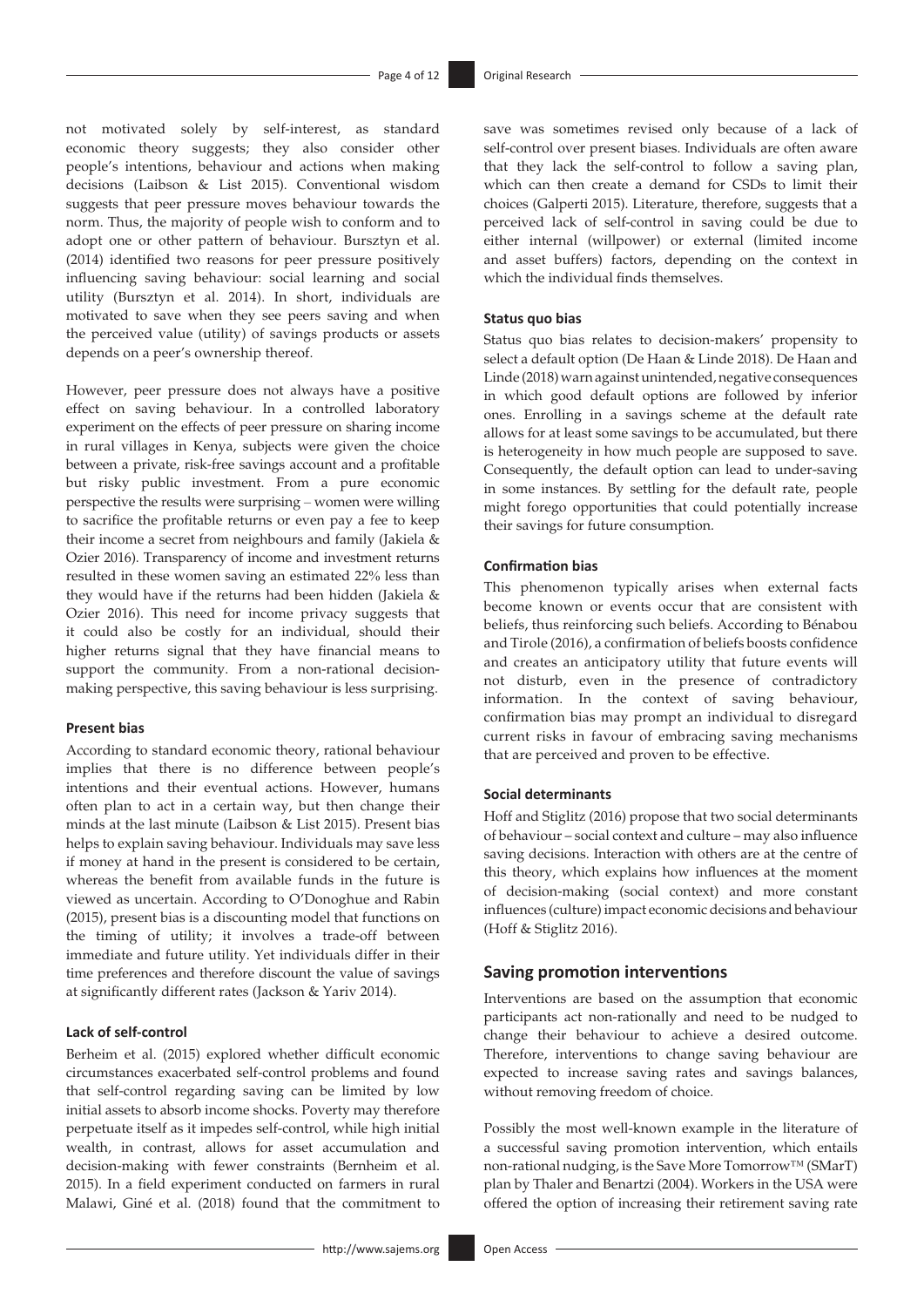not motivated solely by self-interest, as standard economic theory suggests; they also consider other people's intentions, behaviour and actions when making decisions (Laibson & List 2015). Conventional wisdom suggests that peer pressure moves behaviour towards the norm. Thus, the majority of people wish to conform and to adopt one or other pattern of behaviour. Bursztyn et al. (2014) identified two reasons for peer pressure positively influencing saving behaviour: social learning and social utility (Bursztyn et al. 2014). In short, individuals are motivated to save when they see peers saving and when the perceived value (utility) of savings products or assets depends on a peer's ownership thereof.

However, peer pressure does not always have a positive effect on saving behaviour. In a controlled laboratory experiment on the effects of peer pressure on sharing income in rural villages in Kenya, subjects were given the choice between a private, risk-free savings account and a profitable but risky public investment. From a pure economic perspective the results were surprising – women were willing to sacrifice the profitable returns or even pay a fee to keep their income a secret from neighbours and family (Jakiela & Ozier 2016). Transparency of income and investment returns resulted in these women saving an estimated 22% less than they would have if the returns had been hidden (Jakiela & Ozier 2016). This need for income privacy suggests that it could also be costly for an individual, should their higher returns signal that they have financial means to support the community. From a non-rational decision-making perspective, this saving behaviour is less surprising.

#### Present bias

According to standard economic theory, rational behaviour implies that there is no difference between people's intentions and their eventual actions. However, humans often plan to act in a certain way, but then change their minds at the last minute (Laibson & List 2015). Present bias helps to explain saving behaviour. Individuals may save less if money at hand in the present is considered to be certain, whereas the benefit from available funds in the future is viewed as uncertain. According to O'Donoghue and Rabin (2015), present bias is a discounting model that functions on the timing of utility; it involves a trade-off between immediate and future utility. Yet individuals differ in their time preferences and therefore discount the value of savings at significantly different rates (Jackson & Yariv 2014).

#### Lack of self-control

Berheim et al. (2015) explored whether difficult economic circumstances exacerbated self-control problems and found that self-control regarding saving can be limited by low initial assets to absorb income shocks. Poverty may therefore perpetuate itself as it impedes self-control, while high initial wealth, in contrast, allows for asset accumulation and decision-making with fewer constraints (Bernheim et al. 2015). In a field experiment conducted on farmers in rural Malawi, Giné et al. (2018) found that the commitment to save was sometimes revised only because of a lack of self-control over present biases. Individuals are often aware that they lack the self-control to follow a saving plan, which can then create a demand for CSDs to limit their choices (Galperti 2015). Literature, therefore, suggests that a perceived lack of self-control in saving could be due to either internal (willpower) or external (limited income and asset buffers) factors, depending on the context in which the individual finds themselves.

#### Status quo bias

Status quo bias relates to decision-makers' propensity to select a default option (De Haan & Linde 2018). De Haan and Linde (2018) warn against unintended, negative consequences in which good default options are followed by inferior ones. Enrolling in a savings scheme at the default rate allows for at least some savings to be accumulated, but there is heterogeneity in how much people are supposed to save. Consequently, the default option can lead to under-saving in some instances. By settling for the default rate, people might forego opportunities that could potentially increase their savings for future consumption.

#### Confirmation bias

This phenomenon typically arises when external facts become known or events occur that are consistent with beliefs, thus reinforcing such beliefs. According to Bénabou and Tirole (2016), a confirmation of beliefs boosts confidence and creates an anticipatory utility that future events will not disturb, even in the presence of contradictory information. In the context of saving behaviour, confirmation bias may prompt an individual to disregard current risks in favour of embracing saving mechanisms that are perceived and proven to be effective.

#### Social determinants

Hoff and Stiglitz (2016) propose that two social determinants of behaviour – social context and culture – may also influence saving decisions. Interaction with others are at the centre of this theory, which explains how influences at the moment of decision-making (social context) and more constant influences (culture) impact economic decisions and behaviour (Hoff & Stiglitz 2016).

### Saving promotion interventions

Interventions are based on the assumption that economic participants act non-rationally and need to be nudged to change their behaviour to achieve a desired outcome. Therefore, interventions to change saving behaviour are expected to increase saving rates and savings balances, without removing freedom of choice.

Possibly the most well-known example in the literature of a successful saving promotion intervention, which entails non-rational nudging, is the Save More Tomorrow™ (SMarT) plan by Thaler and Benartzi (2004). Workers in the USA were offered the option of increasing their retirement saving rate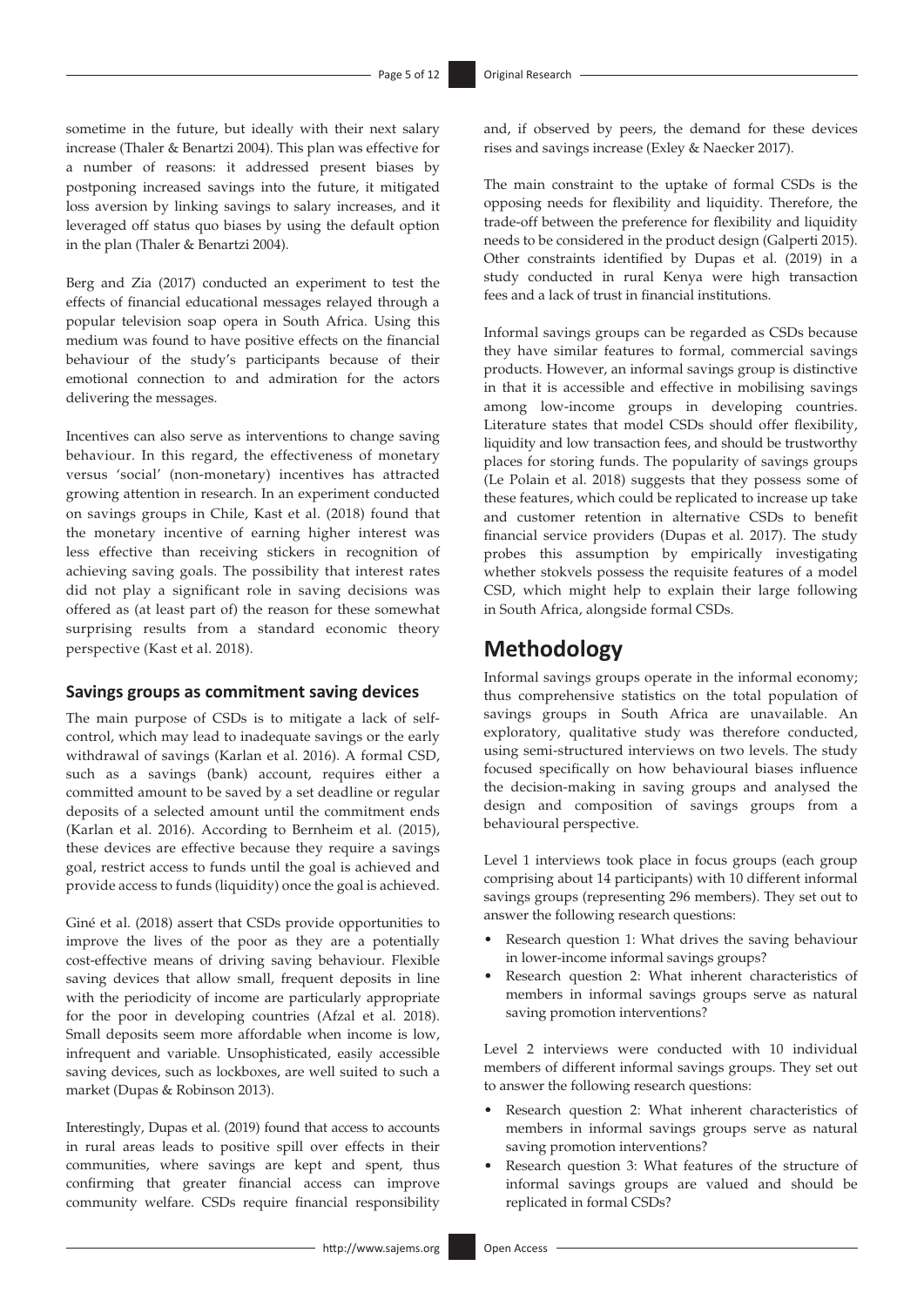sometime in the future, but ideally with their next salary increase (Thaler & Benartzi 2004). This plan was effective for a number of reasons: it addressed present biases by postponing increased savings into the future, it mitigated loss aversion by linking savings to salary increases, and it leveraged off status quo biases by using the default option in the plan (Thaler & Benartzi 2004).

Berg and Zia (2017) conducted an experiment to test the effects of financial educational messages relayed through a popular television soap opera in South Africa. Using this medium was found to have positive effects on the financial behaviour of the study's participants because of their emotional connection to and admiration for the actors delivering the messages.

Incentives can also serve as interventions to change saving behaviour. In this regard, the effectiveness of monetary versus 'social' (non-monetary) incentives has attracted growing attention in research. In an experiment conducted on savings groups in Chile, Kast et al. (2018) found that the monetary incentive of earning higher interest was less effective than receiving stickers in recognition of achieving saving goals. The possibility that interest rates did not play a significant role in saving decisions was offered as (at least part of) the reason for these somewhat surprising results from a standard economic theory perspective (Kast et al. 2018).

### Savings groups as commitment saving devices

The main purpose of CSDs is to mitigate a lack of self-control, which may lead to inadequate savings or the early withdrawal of savings (Karlan et al. 2016). A formal CSD, such as a savings (bank) account, requires either a committed amount to be saved by a set deadline or regular deposits of a selected amount until the commitment ends (Karlan et al. 2016). According to Bernheim et al. (2015), these devices are effective because they require a savings goal, restrict access to funds until the goal is achieved and provide access to funds (liquidity) once the goal is achieved.

Giné et al. (2018) assert that CSDs provide opportunities to improve the lives of the poor as they are a potentially cost-effective means of driving saving behaviour. Flexible saving devices that allow small, frequent deposits in line with the periodicity of income are particularly appropriate for the poor in developing countries (Afzal et al. 2018). Small deposits seem more affordable when income is low, infrequent and variable. Unsophisticated, easily accessible saving devices, such as lockboxes, are well suited to such a market (Dupas & Robinson 2013).

Interestingly, Dupas et al. (2019) found that access to accounts in rural areas leads to positive spill over effects in their communities, where savings are kept and spent, thus confirming that greater financial access can improve community welfare. CSDs require financial responsibility and, if observed by peers, the demand for these devices rises and savings increase (Exley & Naecker 2017).

The main constraint to the uptake of formal CSDs is the opposing needs for flexibility and liquidity. Therefore, the trade-off between the preference for flexibility and liquidity needs to be considered in the product design (Galperti 2015). Other constraints identified by Dupas et al. (2019) in a study conducted in rural Kenya were high transaction fees and a lack of trust in financial institutions.

Informal savings groups can be regarded as CSDs because they have similar features to formal, commercial savings products. However, an informal savings group is distinctive in that it is accessible and effective in mobilising savings among low-income groups in developing countries. Literature states that model CSDs should offer flexibility, liquidity and low transaction fees, and should be trustworthy places for storing funds. The popularity of savings groups (Le Polain et al. 2018) suggests that they possess some of these features, which could be replicated to increase up take and customer retention in alternative CSDs to benefit financial service providers (Dupas et al. 2017). The study probes this assumption by empirically investigating whether stokvels possess the requisite features of a model CSD, which might help to explain their large following in South Africa, alongside formal CSDs.

## Methodology

Informal savings groups operate in the informal economy; thus comprehensive statistics on the total population of savings groups in South Africa are unavailable. An exploratory, qualitative study was therefore conducted, using semi-structured interviews on two levels. The study focused specifically on how behavioural biases influence the decision-making in saving groups and analysed the design and composition of savings groups from a behavioural perspective.

Level 1 interviews took place in focus groups (each group comprising about 14 participants) with 10 different informal savings groups (representing 296 members). They set out to answer the following research questions:

- Research question 1: What drives the saving behaviour in lower-income informal savings groups?
- Research question 2: What inherent characteristics of members in informal savings groups serve as natural saving promotion interventions?

Level 2 interviews were conducted with 10 individual members of different informal savings groups. They set out to answer the following research questions:

- Research question 2: What inherent characteristics of members in informal savings groups serve as natural saving promotion interventions?
- Research question 3: What features of the structure of informal savings groups are valued and should be replicated in formal CSDs?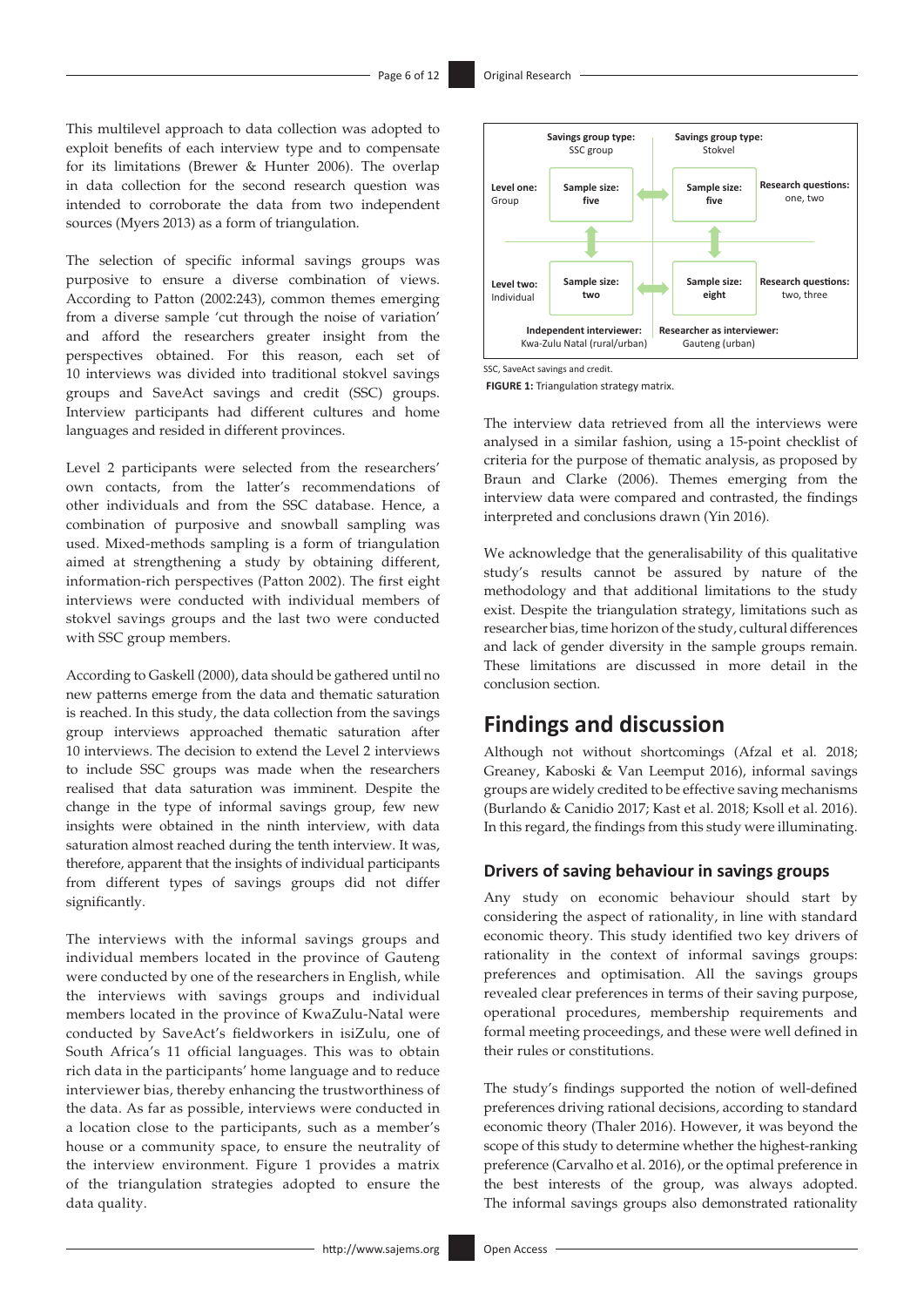This multilevel approach to data collection was adopted to exploit benefits of each interview type and to compensate for its limitations (Brewer & Hunter 2006). The overlap in data collection for the second research question was intended to corroborate the data from two independent sources (Myers 2013) as a form of triangulation.

The selection of specific informal savings groups was purposive to ensure a diverse combination of views. According to Patton (2002:243), common themes emerging from a diverse sample 'cut through the noise of variation' and afford the researchers greater insight from the perspectives obtained. For this reason, each set of 10 interviews was divided into traditional stokvel savings groups and SaveAct savings and credit (SSC) groups. Interview participants had different cultures and home languages and resided in different provinces.

Level 2 participants were selected from the researchers' own contacts, from the latter's recommendations of other individuals and from the SSC database. Hence, a combination of purposive and snowball sampling was used. Mixed-methods sampling is a form of triangulation aimed at strengthening a study by obtaining different, information-rich perspectives (Patton 2002). The first eight interviews were conducted with individual members of stokvel savings groups and the last two were conducted with SSC group members.

According to Gaskell (2000), data should be gathered until no new patterns emerge from the data and thematic saturation is reached. In this study, the data collection from the savings group interviews approached thematic saturation after 10 interviews. The decision to extend the Level 2 interviews to include SSC groups was made when the researchers realised that data saturation was imminent. Despite the change in the type of informal savings group, few new insights were obtained in the ninth interview, with data saturation almost reached during the tenth interview. It was, therefore, apparent that the insights of individual participants from different types of savings groups did not differ significantly.

The interviews with the informal savings groups and individual members located in the province of Gauteng were conducted by one of the researchers in English, while the interviews with savings groups and individual members located in the province of KwaZulu-Natal were conducted by SaveAct's fieldworkers in isiZulu, one of South Africa's 11 official languages. This was to obtain rich data in the participants' home language and to reduce interviewer bias, thereby enhancing the trustworthiness of the data. As far as possible, interviews were conducted in a location close to the participants, such as a member's house or a community space, to ensure the neutrality of the interview environment. Figure 1 provides a matrix of the triangulation strategies adopted to ensure the data quality.

Savings group type: SSC group

Savings group type: Stokvel

Level one: Group

Sample size: five

Sample size: five

Research questions: one, two

Level two: Individual

Sample size: two

Sample size: eight

Research questions: two, three

Independent interviewer: Kwa-Zulu Natal (rural/urban)

Researcher as interviewer: Gauteng (urban)

SSC, SaveAct savings and credit.

**FIGURE 1:** Triangulation strategy matrix.

The interview data retrieved from all the interviews were analysed in a similar fashion, using a 15-point checklist of criteria for the purpose of thematic analysis, as proposed by Braun and Clarke (2006). Themes emerging from the interview data were compared and contrasted, the findings interpreted and conclusions drawn (Yin 2016).

We acknowledge that the generalisability of this qualitative study's results cannot be assured by nature of the methodology and that additional limitations to the study exist. Despite the triangulation strategy, limitations such as researcher bias, time horizon of the study, cultural differences and lack of gender diversity in the sample groups remain. These limitations are discussed in more detail in the conclusion section.

## Findings and discussion

Although not without shortcomings (Afzal et al. 2018; Greaney, Kaboski & Van Leemput 2016), informal savings groups are widely credited to be effective saving mechanisms (Burlando & Canidio 2017; Kast et al. 2018; Ksoll et al. 2016). In this regard, the findings from this study were illuminating.

### Drivers of saving behaviour in savings groups

Any study on economic behaviour should start by considering the aspect of rationality, in line with standard economic theory. This study identified two key drivers of rationality in the context of informal savings groups: preferences and optimisation. All the savings groups revealed clear preferences in terms of their saving purpose, operational procedures, membership requirements and formal meeting proceedings, and these were well defined in their rules or constitutions.

The study's findings supported the notion of well-defined preferences driving rational decisions, according to standard economic theory (Thaler 2016). However, it was beyond the scope of this study to determine whether the highest-ranking preference (Carvalho et al. 2016), or the optimal preference in the best interests of the group, was always adopted. The informal savings groups also demonstrated rationality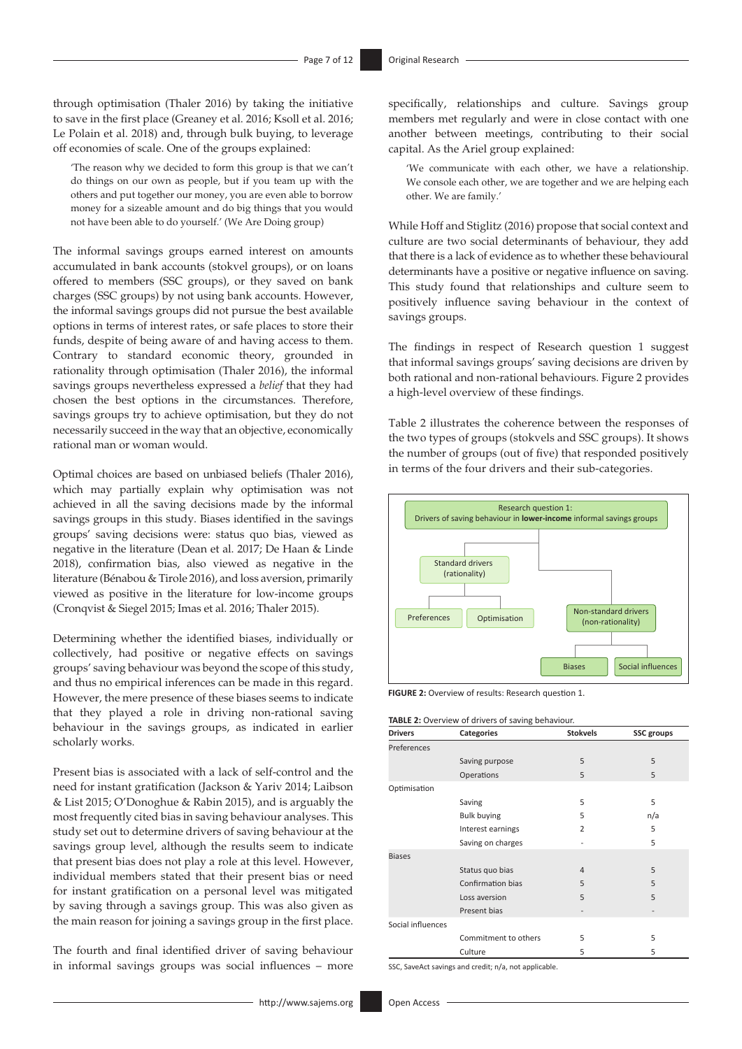through optimisation (Thaler 2016) by taking the initiative to save in the first place (Greaney et al. 2016; Ksoll et al. 2016; Le Polain et al. 2018) and, through bulk buying, to leverage off economies of scale. One of the groups explained:

> 'The reason why we decided to form this group is that we can't do things on our own as people, but if you team up with the others and put together our money, you are even able to borrow money for a sizeable amount and do big things that you would not have been able to do yourself.' (We Are Doing group)

The informal savings groups earned interest on amounts accumulated in bank accounts (stokvel groups), or on loans offered to members (SSC groups), or they saved on bank charges (SSC groups) by not using bank accounts. However, the informal savings groups did not pursue the best available options in terms of interest rates, or safe places to store their funds, despite of being aware of and having access to them. Contrary to standard economic theory, grounded in rationality through optimisation (Thaler 2016), the informal savings groups nevertheless expressed a *belief* that they had chosen the best options in the circumstances. Therefore, savings groups try to achieve optimisation, but they do not necessarily succeed in the way that an objective, economically rational man or woman would.

Optimal choices are based on unbiased beliefs (Thaler 2016), which may partially explain why optimisation was not achieved in all the saving decisions made by the informal savings groups in this study. Biases identified in the savings groups' saving decisions were: status quo bias, viewed as negative in the literature (Dean et al. 2017; De Haan & Linde 2018), confirmation bias, also viewed as negative in the literature (Bénabou & Tirole 2016), and loss aversion, primarily viewed as positive in the literature for low-income groups (Cronqvist & Siegel 2015; Imas et al. 2016; Thaler 2015).

Determining whether the identified biases, individually or collectively, had positive or negative effects on savings groups' saving behaviour was beyond the scope of this study, and thus no empirical inferences can be made in this regard. However, the mere presence of these biases seems to indicate that they played a role in driving non-rational saving behaviour in the savings groups, as indicated in earlier scholarly works.

Present bias is associated with a lack of self-control and the need for instant gratification (Jackson & Yariv 2014; Laibson & List 2015; O'Donoghue & Rabin 2015), and is arguably the most frequently cited bias in saving behaviour analyses. This study set out to determine drivers of saving behaviour at the savings group level, although the results seem to indicate that present bias does not play a role at this level. However, individual members stated that their present bias or need for instant gratification on a personal level was mitigated by saving through a savings group. This was also given as the main reason for joining a savings group in the first place.

The fourth and final identified driver of saving behaviour in informal savings groups was social influences – more specifically, relationships and culture. Savings group members met regularly and were in close contact with one another between meetings, contributing to their social capital. As the Ariel group explained:

> 'We communicate with each other, we have a relationship. We console each other, we are together and we are helping each other. We are family.'

While Hoff and Stiglitz (2016) propose that social context and culture are two social determinants of behaviour, they add that there is a lack of evidence as to whether these behavioural determinants have a positive or negative influence on saving. This study found that relationships and culture seem to positively influence saving behaviour in the context of savings groups.

The findings in respect of Research question 1 suggest that informal savings groups' saving decisions are driven by both rational and non-rational behaviours. Figure 2 provides a high-level overview of these findings.

Table 2 illustrates the coherence between the responses of the two types of groups (stokvels and SSC groups). It shows the number of groups (out of five) that responded positively in terms of the four drivers and their sub-categories.

Research question 1:
Drivers of saving behaviour in **lower-income** informal savings groups

Standard drivers (rationality)

Preferences

Optimisation

Non-standard drivers (non-rationality)

Biases

Social influences

**FIGURE 2:** Overview of results: Research question 1.

**TABLE 2:** Overview of drivers of saving behaviour.

| Drivers | Categories | Stokvels | SSC groups |
|---|---|---|---|
| Preferences | | | |
| | Saving purpose | 5 | 5 |
| | Operations | 5 | 5 |
| Optimisation | | | |
| | Saving | 5 | 5 |
| | Bulk buying | 5 | n/a |
| | Interest earnings | 2 | 5 |
| | Saving on charges | - | 5 |
| Biases | | | |
| | Status quo bias | 4 | 5 |
| | Confirmation bias | 5 | 5 |
| | Loss aversion | 5 | 5 |
| | Present bias | - | - |
| Social influences | | | |
| | Commitment to others | 5 | 5 |
| | Culture | 5 | 5 |

SSC, SaveAct savings and credit; n/a, not applicable.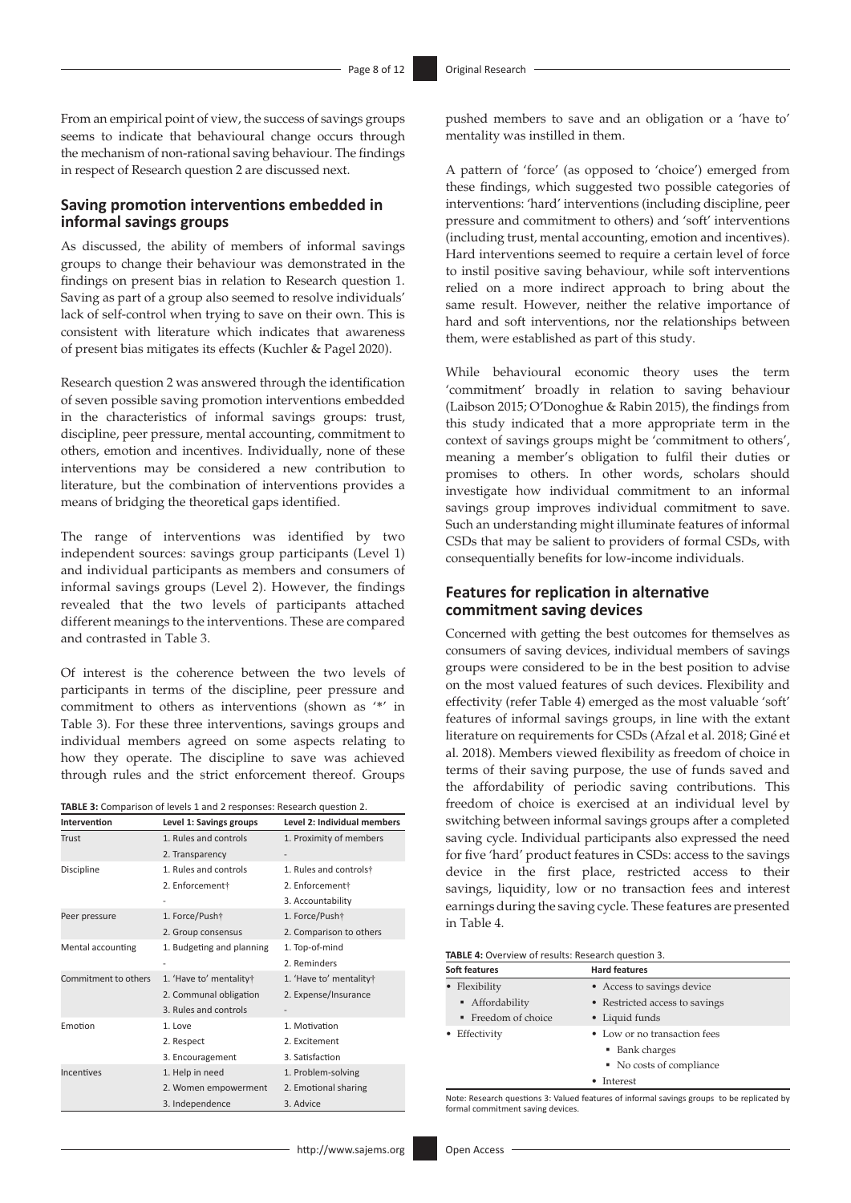From an empirical point of view, the success of savings groups seems to indicate that behavioural change occurs through the mechanism of non-rational saving behaviour. The findings in respect of Research question 2 are discussed next.

## Saving promotion interventions embedded in informal savings groups

As discussed, the ability of members of informal savings groups to change their behaviour was demonstrated in the findings on present bias in relation to Research question 1. Saving as part of a group also seemed to resolve individuals' lack of self-control when trying to save on their own. This is consistent with literature which indicates that awareness of present bias mitigates its effects (Kuchler & Pagel 2020).

Research question 2 was answered through the identification of seven possible saving promotion interventions embedded in the characteristics of informal savings groups: trust, discipline, peer pressure, mental accounting, commitment to others, emotion and incentives. Individually, none of these interventions may be considered a new contribution to literature, but the combination of interventions provides a means of bridging the theoretical gaps identified.

The range of interventions was identified by two independent sources: savings group participants (Level 1) and individual participants as members and consumers of informal savings groups (Level 2). However, the findings revealed that the two levels of participants attached different meanings to the interventions. These are compared and contrasted in Table 3.

Of interest is the coherence between the two levels of participants in terms of the discipline, peer pressure and commitment to others as interventions (shown as '*' in Table 3). For these three interventions, savings groups and individual members agreed on some aspects relating to how they operate. The discipline to save was achieved through rules and the strict enforcement thereof. Groups

**TABLE 3:** Comparison of levels 1 and 2 responses: Research question 2.

| Intervention | Level 1: Savings groups | Level 2: Individual members |
|---|---|---|
| Trust | 1. Rules and controls | 1. Proximity of members |
| | 2. Transparency | - |
| Discipline | 1. Rules and controls | 1. Rules and controls† |
| | 2. Enforcement† | 2. Enforcement† |
| | - | 3. Accountability |
| Peer pressure | 1. Force/Push† | 1. Force/Push† |
| | 2. Group consensus | 2. Comparison to others |
| Mental accounting | 1. Budgeting and planning | 1. Top-of-mind |
| | - | 2. Reminders |
| Commitment to others | 1. 'Have to' mentality† | 1. 'Have to' mentality† |
| | 2. Communal obligation | 2. Expense/Insurance |
| | 3. Rules and controls | - |
| Emotion | 1. Love | 1. Motivation |
| | 2. Respect | 2. Excitement |
| | 3. Encouragement | 3. Satisfaction |
| Incentives | 1. Help in need | 1. Problem-solving |
| | 2. Women empowerment | 2. Emotional sharing |
| | 3. Independence | 3. Advice |

pushed members to save and an obligation or a 'have to' mentality was instilled in them.

A pattern of 'force' (as opposed to 'choice') emerged from these findings, which suggested two possible categories of interventions: 'hard' interventions (including discipline, peer pressure and commitment to others) and 'soft' interventions (including trust, mental accounting, emotion and incentives). Hard interventions seemed to require a certain level of force to instil positive saving behaviour, while soft interventions relied on a more indirect approach to bring about the same result. However, neither the relative importance of hard and soft interventions, nor the relationships between them, were established as part of this study.

While behavioural economic theory uses the term 'commitment' broadly in relation to saving behaviour (Laibson 2015; O'Donoghue & Rabin 2015), the findings from this study indicated that a more appropriate term in the context of savings groups might be 'commitment to others', meaning a member's obligation to fulfil their duties or promises to others. In other words, scholars should investigate how individual commitment to an informal savings group improves individual commitment to save. Such an understanding might illuminate features of informal CSDs that may be salient to providers of formal CSDs, with consequentially benefits for low-income individuals.

## Features for replication in alternative commitment saving devices

Concerned with getting the best outcomes for themselves as consumers of saving devices, individual members of savings groups were considered to be in the best position to advise on the most valued features of such devices. Flexibility and effectivity (refer Table 4) emerged as the most valuable 'soft' features of informal savings groups, in line with the extant literature on requirements for CSDs (Afzal et al. 2018; Giné et al. 2018). Members viewed flexibility as freedom of choice in terms of their saving purpose, the use of funds saved and the affordability of periodic saving contributions. This freedom of choice is exercised at an individual level by switching between informal savings groups after a completed saving cycle. Individual participants also expressed the need for five 'hard' product features in CSDs: access to the savings device in the first place, restricted access to their savings, liquidity, low or no transaction fees and interest earnings during the saving cycle. These features are presented in Table 4.

**TABLE 4:** Overview of results: Research question 3.

| Soft features | Hard features |
|---|---|
| • Flexibility | • Access to savings device |
| ▪ Affordability | • Restricted access to savings |
| ▪ Freedom of choice | • Liquid funds |
| • Effectivity | • Low or no transaction fees |
| | ▪ Bank charges |
| | ▪ No costs of compliance |
| | • Interest |

Note: Research questions 3: Valued features of informal savings groups to be replicated by formal commitment saving devices.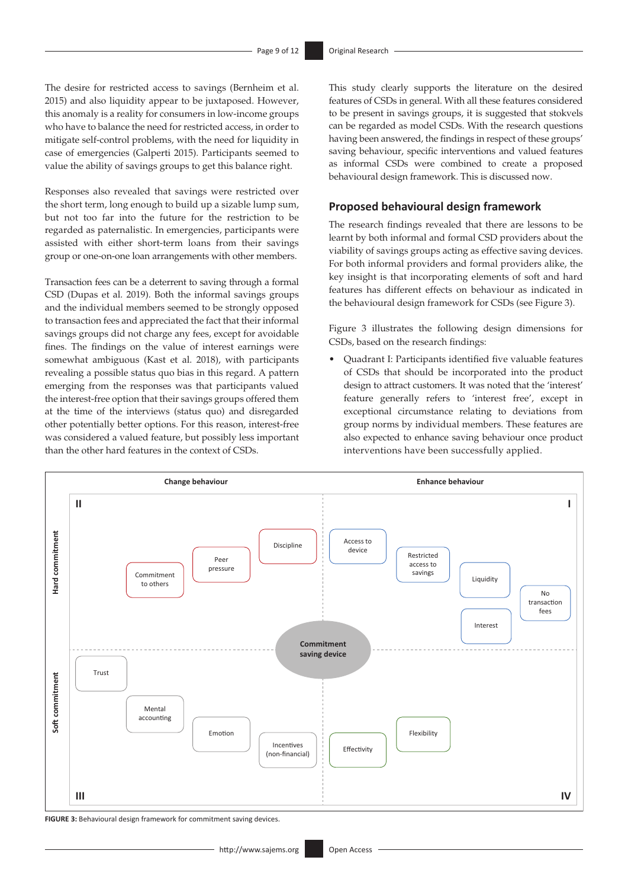The desire for restricted access to savings (Bernheim et al. 2015) and also liquidity appear to be juxtaposed. However, this anomaly is a reality for consumers in low-income groups who have to balance the need for restricted access, in order to mitigate self-control problems, with the need for liquidity in case of emergencies (Galperti 2015). Participants seemed to value the ability of savings groups to get this balance right.

Responses also revealed that savings were restricted over the short term, long enough to build up a sizable lump sum, but not too far into the future for the restriction to be regarded as paternalistic. In emergencies, participants were assisted with either short-term loans from their savings group or one-on-one loan arrangements with other members.

Transaction fees can be a deterrent to saving through a formal CSD (Dupas et al. 2019). Both the informal savings groups and the individual members seemed to be strongly opposed to transaction fees and appreciated the fact that their informal savings groups did not charge any fees, except for avoidable fines. The findings on the value of interest earnings were somewhat ambiguous (Kast et al. 2018), with participants revealing a possible status quo bias in this regard. A pattern emerging from the responses was that participants valued the interest-free option that their savings groups offered them at the time of the interviews (status quo) and disregarded other potentially better options. For this reason, interest-free was considered a valued feature, but possibly less important than the other hard features in the context of CSDs.

This study clearly supports the literature on the desired features of CSDs in general. With all these features considered to be present in savings groups, it is suggested that stokvels can be regarded as model CSDs. With the research questions having been answered, the findings in respect of these groups' saving behaviour, specific interventions and valued features as informal CSDs were combined to create a proposed behavioural design framework. This is discussed now.

## Proposed behavioural design framework

The research findings revealed that there are lessons to be learnt by both informal and formal CSD providers about the viability of savings groups acting as effective saving devices. For both informal providers and formal providers alike, the key insight is that incorporating elements of soft and hard features has different effects on behaviour as indicated in the behavioural design framework for CSDs (see Figure 3).

Figure 3 illustrates the following design dimensions for CSDs, based on the research findings:

- Quadrant I: Participants identified five valuable features of CSDs that should be incorporated into the product design to attract customers. It was noted that the 'interest' feature generally refers to 'interest free', except in exceptional circumstance relating to deviations from group norms by individual members. These features are also expected to enhance saving behaviour once product interventions have been successfully applied.

| | Change behaviour | Enhance behaviour |
|---|---|---|
| **Hard commitment** | II: Commitment to others; Peer pressure; Discipline | I: Access to device; Restricted access to savings; Liquidity; Interest; No transaction fees |
| **Soft commitment** | III: Trust; Mental accounting; Emotion; Incentives (non-financial) | IV: Effectivity; Flexibility |

Centre: Commitment saving device

**FIGURE 3:** Behavioural design framework for commitment saving devices.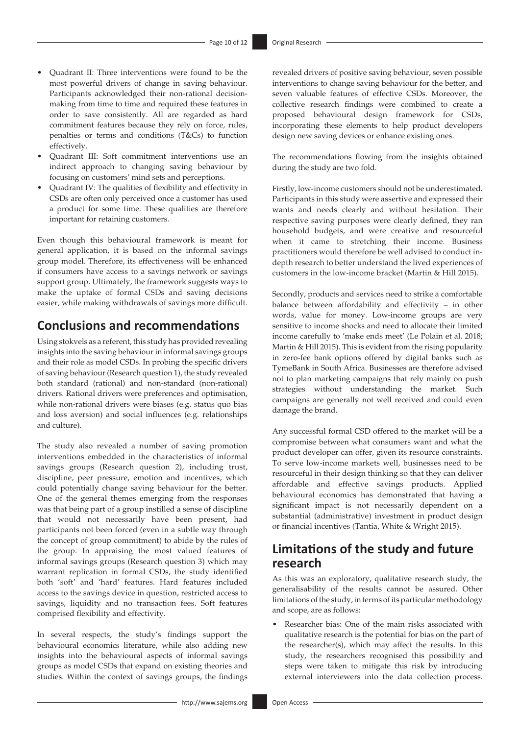- Quadrant II: Three interventions were found to be the most powerful drivers of change in saving behaviour. Participants acknowledged their non-rational decision-making from time to time and required these features in order to save consistently. All are regarded as hard commitment features because they rely on force, rules, penalties or terms and conditions (T&Cs) to function effectively.
- Quadrant III: Soft commitment interventions use an indirect approach to changing saving behaviour by focusing on customers' mind sets and perceptions.
- Quadrant IV: The qualities of flexibility and effectivity in CSDs are often only perceived once a customer has used a product for some time. These qualities are therefore important for retaining customers.

Even though this behavioural framework is meant for general application, it is based on the informal savings group model. Therefore, its effectiveness will be enhanced if consumers have access to a savings network or savings support group. Ultimately, the framework suggests ways to make the uptake of formal CSDs and saving decisions easier, while making withdrawals of savings more difficult.

## Conclusions and recommendations

Using stokvels as a referent, this study has provided revealing insights into the saving behaviour in informal savings groups and their role as model CSDs. In probing the specific drivers of saving behaviour (Research question 1), the study revealed both standard (rational) and non-standard (non-rational) drivers. Rational drivers were preferences and optimisation, while non-rational drivers were biases (e.g. status quo bias and loss aversion) and social influences (e.g. relationships and culture).

The study also revealed a number of saving promotion interventions embedded in the characteristics of informal savings groups (Research question 2), including trust, discipline, peer pressure, emotion and incentives, which could potentially change saving behaviour for the better. One of the general themes emerging from the responses was that being part of a group instilled a sense of discipline that would not necessarily have been present, had participants not been forced (even in a subtle way through the concept of group commitment) to abide by the rules of the group. In appraising the most valued features of informal savings groups (Research question 3) which may warrant replication in formal CSDs, the study identified both 'soft' and 'hard' features. Hard features included access to the savings device in question, restricted access to savings, liquidity and no transaction fees. Soft features comprised flexibility and effectivity.

In several respects, the study's findings support the behavioural economics literature, while also adding new insights into the behavioural aspects of informal savings groups as model CSDs that expand on existing theories and studies. Within the context of savings groups, the findings revealed drivers of positive saving behaviour, seven possible interventions to change saving behaviour for the better, and seven valuable features of effective CSDs. Moreover, the collective research findings were combined to create a proposed behavioural design framework for CSDs, incorporating these elements to help product developers design new saving devices or enhance existing ones.

The recommendations flowing from the insights obtained during the study are two fold.

Firstly, low-income customers should not be underestimated. Participants in this study were assertive and expressed their wants and needs clearly and without hesitation. Their respective saving purposes were clearly defined, they ran household budgets, and were creative and resourceful when it came to stretching their income. Business practitioners would therefore be well advised to conduct in-depth research to better understand the lived experiences of customers in the low-income bracket (Martin & Hill 2015).

Secondly, products and services need to strike a comfortable balance between affordability and effectivity – in other words, value for money. Low-income groups are very sensitive to income shocks and need to allocate their limited income carefully to 'make ends meet' (Le Polain et al. 2018; Martin & Hill 2015). This is evident from the rising popularity in zero-fee bank options offered by digital banks such as TymeBank in South Africa. Businesses are therefore advised not to plan marketing campaigns that rely mainly on push strategies without understanding the market. Such campaigns are generally not well received and could even damage the brand.

Any successful formal CSD offered to the market will be a compromise between what consumers want and what the product developer can offer, given its resource constraints. To serve low-income markets well, businesses need to be resourceful in their design thinking so that they can deliver affordable and effective savings products. Applied behavioural economics has demonstrated that having a significant impact is not necessarily dependent on a substantial (administrative) investment in product design or financial incentives (Tantia, White & Wright 2015).

## Limitations of the study and future research

As this was an exploratory, qualitative research study, the generalisability of the results cannot be assured. Other limitations of the study, in terms of its particular methodology and scope, are as follows:

- Researcher bias: One of the main risks associated with qualitative research is the potential for bias on the part of the researcher(s), which may affect the results. In this study, the researchers recognised this possibility and steps were taken to mitigate this risk by introducing external interviewers into the data collection process.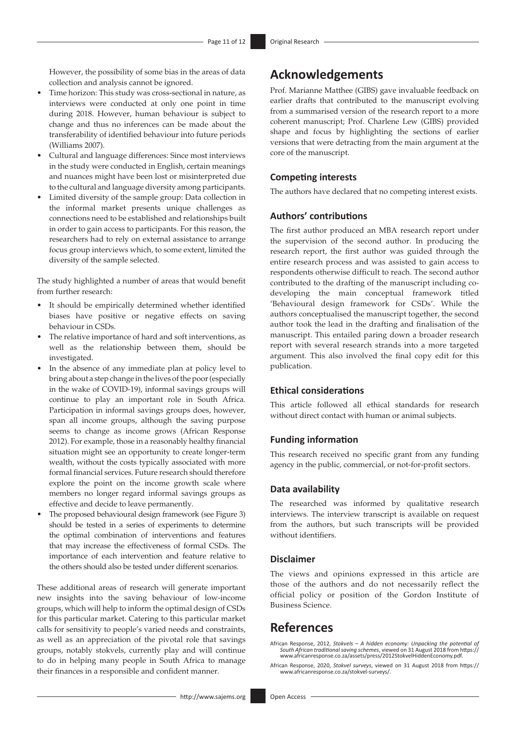However, the possibility of some bias in the areas of data collection and analysis cannot be ignored.

- Time horizon: This study was cross-sectional in nature, as interviews were conducted at only one point in time during 2018. However, human behaviour is subject to change and thus no inferences can be made about the transferability of identified behaviour into future periods (Williams 2007).
- Cultural and language differences: Since most interviews in the study were conducted in English, certain meanings and nuances might have been lost or misinterpreted due to the cultural and language diversity among participants.
- Limited diversity of the sample group: Data collection in the informal market presents unique challenges as connections need to be established and relationships built in order to gain access to participants. For this reason, the researchers had to rely on external assistance to arrange focus group interviews which, to some extent, limited the diversity of the sample selected.

The study highlighted a number of areas that would benefit from further research:

- It should be empirically determined whether identified biases have positive or negative effects on saving behaviour in CSDs.
- The relative importance of hard and soft interventions, as well as the relationship between them, should be investigated.
- In the absence of any immediate plan at policy level to bring about a step change in the lives of the poor (especially in the wake of COVID-19), informal savings groups will continue to play an important role in South Africa. Participation in informal savings groups does, however, span all income groups, although the saving purpose seems to change as income grows (African Response 2012). For example, those in a reasonably healthy financial situation might see an opportunity to create longer-term wealth, without the costs typically associated with more formal financial services. Future research should therefore explore the point on the income growth scale where members no longer regard informal savings groups as effective and decide to leave permanently.
- The proposed behavioural design framework (see Figure 3) should be tested in a series of experiments to determine the optimal combination of interventions and features that may increase the effectiveness of formal CSDs. The importance of each intervention and feature relative to the others should also be tested under different scenarios.

These additional areas of research will generate important new insights into the saving behaviour of low-income groups, which will help to inform the optimal design of CSDs for this particular market. Catering to this particular market calls for sensitivity to people's varied needs and constraints, as well as an appreciation of the pivotal role that savings groups, notably stokvels, currently play and will continue to do in helping many people in South Africa to manage their finances in a responsible and confident manner.

# Acknowledgements

Prof. Marianne Matthee (GIBS) gave invaluable feedback on earlier drafts that contributed to the manuscript evolving from a summarised version of the research report to a more coherent manuscript; Prof. Charlene Lew (GIBS) provided shape and focus by highlighting the sections of earlier versions that were detracting from the main argument at the core of the manuscript.

## Competing interests

The authors have declared that no competing interest exists.

## Authors' contributions

The first author produced an MBA research report under the supervision of the second author. In producing the research report, the first author was guided through the entire research process and was assisted to gain access to respondents otherwise difficult to reach. The second author contributed to the drafting of the manuscript including co-developing the main conceptual framework titled 'Behavioural design framework for CSDs'. While the authors conceptualised the manuscript together, the second author took the lead in the drafting and finalisation of the manuscript. This entailed paring down a broader research report with several research strands into a more targeted argument. This also involved the final copy edit for this publication.

## Ethical considerations

This article followed all ethical standards for research without direct contact with human or animal subjects.

## Funding information

This research received no specific grant from any funding agency in the public, commercial, or not-for-profit sectors.

## Data availability

The researched was informed by qualitative research interviews. The interview transcript is available on request from the authors, but such transcripts will be provided without identifiers.

## Disclaimer

The views and opinions expressed in this article are those of the authors and do not necessarily reflect the official policy or position of the Gordon Institute of Business Science.

# References

African Response, 2012, *Stokvels – A hidden economy: Unpacking the potential of South African traditional saving schemes*, viewed on 31 August 2018 from https://www.africanresponse.co.za/assets/press/2012StokvelHiddenEconomy.pdf.

African Response, 2020, *Stokvel surveys*, viewed on 31 August 2018 from https://www.africanresponse.co.za/stokvel-surveys/.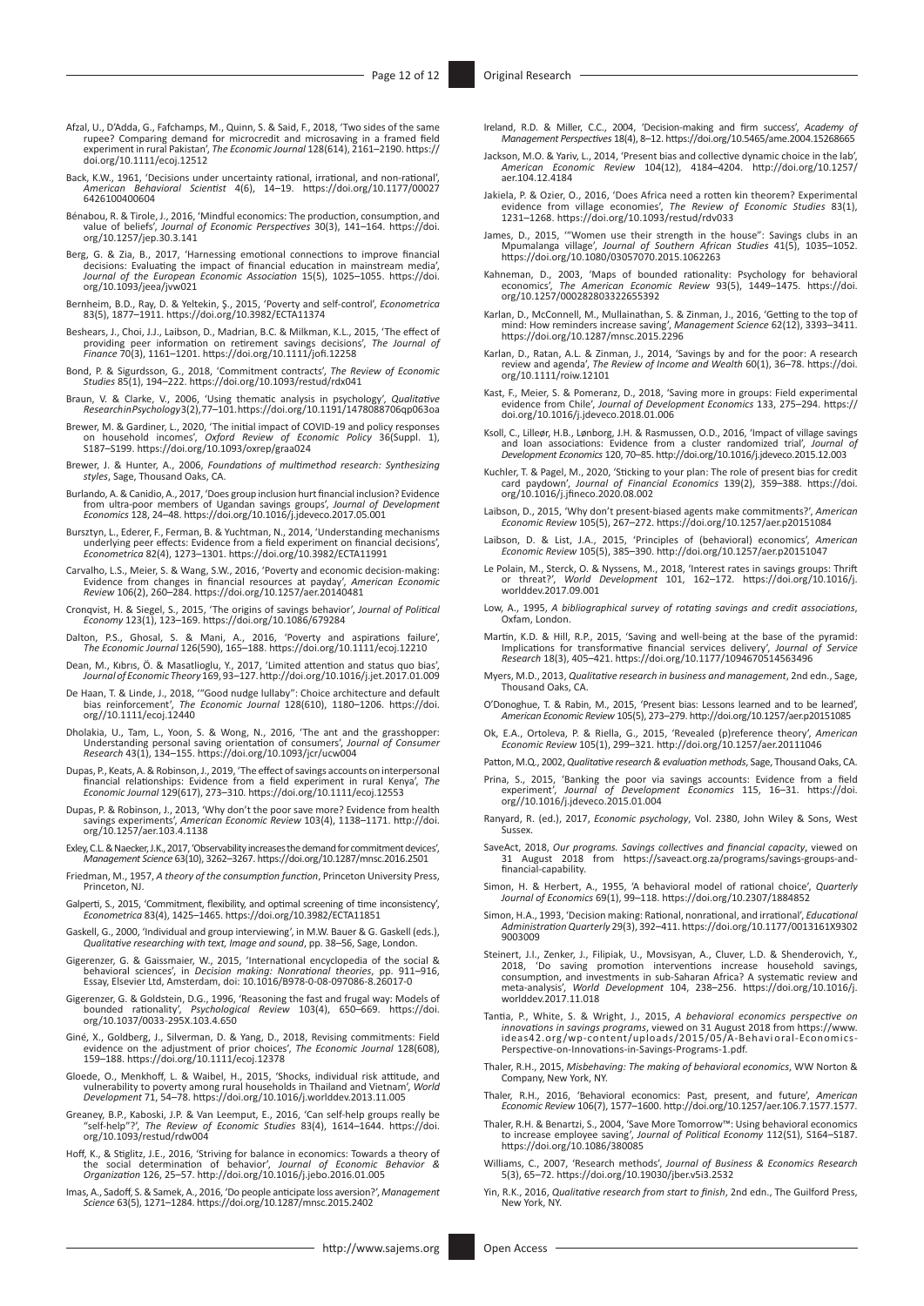Afzal, U., D'Adda, G., Fafchamps, M., Quinn, S. & Said, F., 2018, 'Two sides of the same rupee? Comparing demand for microcredit and microsaving in a framed field experiment in rural Pakistan', *The Economic Journal* 128(614), 2161–2190. https://doi.org/10.1111/ecoj.12512

Back, K.W., 1961, 'Decisions under uncertainty rational, irrational, and non-rational', *American Behavioral Scientist* 4(6), 14–19. https://doi.org/10.1177/000276426100400604

Bénabou, R. & Tirole, J., 2016, 'Mindful economics: The production, consumption, and value of beliefs', *Journal of Economic Perspectives* 30(3), 141–164. https://doi.org/10.1257/jep.30.3.141

Berg, G. & Zia, B., 2017, 'Harnessing emotional connections to improve financial decisions: Evaluating the impact of financial education in mainstream media', *Journal of the European Economic Association* 15(5), 1025–1055. https://doi.org/10.1093/jeea/jvw021

Bernheim, B.D., Ray, D. & Yeltekin, Ş., 2015, 'Poverty and self-control', *Econometrica* 83(5), 1877–1911. https://doi.org/10.3982/ECTA11374

Beshears, J., Choi, J.J., Laibson, D., Madrian, B.C. & Milkman, K.L., 2015, 'The effect of providing peer information on retirement savings decisions', *The Journal of Finance* 70(3), 1161–1201. https://doi.org/10.1111/jofi.12258

Bond, P. & Sigurdsson, G., 2018, 'Commitment contracts', *The Review of Economic Studies* 85(1), 194–222. https://doi.org/10.1093/restud/rdx041

Braun, V. & Clarke, V., 2006, 'Using thematic analysis in psychology', *Qualitative Research in Psychology* 3(2), 77–101. https://doi.org/10.1191/1478088706qp063oa

Brewer, M. & Gardiner, L., 2020, 'The initial impact of COVID-19 and policy responses on household incomes', *Oxford Review of Economic Policy* 36(Suppl. 1), S187–S199. https://doi.org/10.1093/oxrep/graa024

Brewer, J. & Hunter, A., 2006, *Foundations of multimethod research: Synthesizing styles*, Sage, Thousand Oaks, CA.

Burlando, A. & Canidio, A., 2017, 'Does group inclusion hurt financial inclusion? Evidence from ultra-poor members of Ugandan savings groups', *Journal of Development Economics* 128, 24–48. https://doi.org/10.1016/j.jdeveco.2017.05.001

Bursztyn, L., Ederer, F., Ferman, B. & Yuchtman, N., 2014, 'Understanding mechanisms underlying peer effects: Evidence from a field experiment on financial decisions', *Econometrica* 82(4), 1273–1301. https://doi.org/10.3982/ECTA11991

Carvalho, L.S., Meier, S. & Wang, S.W., 2016, 'Poverty and economic decision-making: Evidence from changes in financial resources at payday', *American Economic Review* 106(2), 260–284. https://doi.org/10.1257/aer.20140481

Cronqvist, H. & Siegel, S., 2015, 'The origins of savings behavior', *Journal of Political Economy* 123(1), 123–169. https://doi.org/10.1086/679284

Dalton, P.S., Ghosal, S. & Mani, A., 2016, 'Poverty and aspirations failure', *The Economic Journal* 126(590), 165–188. https://doi.org/10.1111/ecoj.12210

Dean, M., Kıbrıs, Ö. & Masatlioglu, Y., 2017, 'Limited attention and status quo bias', *Journal of Economic Theory* 169, 93–127. http://doi.org/10.1016/j.jet.2017.01.009

De Haan, T. & Linde, J., 2018, '"Good nudge lullaby": Choice architecture and default bias reinforcement', *The Economic Journal* 128(610), 1180–1206. https://doi.org//10.1111/ecoj.12440

Dholakia, U., Tam, L., Yoon, S. & Wong, N., 2016, 'The ant and the grasshopper: Understanding personal saving orientation of consumers', *Journal of Consumer Research* 43(1), 134–155. https://doi.org/10.1093/jcr/ucw004

Dupas, P., Keats, A. & Robinson, J., 2019, 'The effect of savings accounts on interpersonal financial relationships: Evidence from a field experiment in rural Kenya', *The Economic Journal* 129(617), 273–310. https://doi.org/10.1111/ecoj.12553

Dupas, P. & Robinson, J., 2013, 'Why don't the poor save more? Evidence from health savings experiments', *American Economic Review* 103(4), 1138–1171. http://doi.org/10.1257/aer.103.4.1138

Exley, C.L. & Naecker, J.K., 2017, 'Observability increases the demand for commitment devices', *Management Science* 63(10), 3262–3267. https://doi.org/10.1287/mnsc.2016.2501

Friedman, M., 1957, *A theory of the consumption function*, Princeton University Press, Princeton, NJ.

Galperti, S., 2015, 'Commitment, flexibility, and optimal screening of time inconsistency', *Econometrica* 83(4), 1425–1465. https://doi.org/10.3982/ECTA11851

Gaskell, G., 2000, 'Individual and group interviewing', in M.W. Bauer & G. Gaskell (eds.), *Qualitative researching with text, Image and sound*, pp. 38–56, Sage, London.

Gigerenzer, G. & Gaissmaier, W., 2015, 'International encyclopedia of the social & behavioral sciences', in *Decision making: Nonrational theories*, pp. 911–916, Essay, Elsevier Ltd, Amsterdam, doi: 10.1016/B978-0-08-097086-8.26017-0

Gigerenzer, G. & Goldstein, D.G., 1996, 'Reasoning the fast and frugal way: Models of bounded rationality', *Psychological Review* 103(4), 650–669. https://doi.org/10.1037/0033-295X.103.4.650

Giné, X., Goldberg, J., Silverman, D. & Yang, D., 2018, Revising commitments: Field evidence on the adjustment of prior choices', *The Economic Journal* 128(608), 159–188. https://doi.org/10.1111/ecoj.12378

Gloede, O., Menkhoff, L. & Waibel, H., 2015, 'Shocks, individual risk attitude, and vulnerability to poverty among rural households in Thailand and Vietnam', *World Development* 71, 54–78. https://doi.org/10.1016/j.worlddev.2013.11.005

Greaney, B.P., Kaboski, J.P. & Van Leemput, E., 2016, 'Can self-help groups really be "self-help"?', *The Review of Economic Studies* 83(4), 1614–1644. https://doi.org/10.1093/restud/rdw004

Hoff, K., & Stiglitz, J.E., 2016, 'Striving for balance in economics: Towards a theory of the social determination of behavior', *Journal of Economic Behavior & Organization* 126, 25–57. http://doi.org/10.1016/j.jebo.2016.01.005

Imas, A., Sadoff, S. & Samek, A., 2016, 'Do people anticipate loss aversion?', *Management Science* 63(5), 1271–1284. https://doi.org/10.1287/mnsc.2015.2402

Ireland, R.D. & Miller, C.C., 2004, 'Decision-making and firm success', *Academy of Management Perspectives* 18(4), 8–12. https://doi.org/10.5465/ame.2004.15268665

Jackson, M.O. & Yariv, L., 2014, 'Present bias and collective dynamic choice in the lab', *American Economic Review* 104(12), 4184–4204. http://doi.org/10.1257/aer.104.12.4184

Jakiela, P. & Ozier, O., 2016, 'Does Africa need a rotten kin theorem? Experimental evidence from village economies', *The Review of Economic Studies* 83(1), 1231–1268. https://doi.org/10.1093/restud/rdv033

James, D., 2015, '"Women use their strength in the house": Savings clubs in an Mpumalanga village', *Journal of Southern African Studies* 41(5), 1035–1052. https://doi.org/10.1080/03057070.2015.1062263

Kahneman, D., 2003, 'Maps of bounded rationality: Psychology for behavioral economics', *The American Economic Review* 93(5), 1449–1475. https://doi.org/10.1257/000282803322655392

Karlan, D., McConnell, M., Mullainathan, S. & Zinman, J., 2016, 'Getting to the top of mind: How reminders increase saving', *Management Science* 62(12), 3393–3411. https://doi.org/10.1287/mnsc.2015.2296

Karlan, D., Ratan, A.L. & Zinman, J., 2014, 'Savings by and for the poor: A research review and agenda', *The Review of Income and Wealth* 60(1), 36–78. https://doi.org/10.1111/roiw.12101

Kast, F., Meier, S. & Pomeranz, D., 2018, 'Saving more in groups: Field experimental evidence from Chile', *Journal of Development Economics* 133, 275–294. https://doi.org/10.1016/j.jdeveco.2018.01.006

Ksoll, C., Lilleør, H.B., Lønborg, J.H. & Rasmussen, O.D., 2016, 'Impact of village savings and loan associations: Evidence from a cluster randomized trial', *Journal of Development Economics* 120, 70–85. http://doi.org/10.1016/j.jdeveco.2015.12.003

Kuchler, T. & Pagel, M., 2020, 'Sticking to your plan: The role of present bias for credit card paydown', *Journal of Financial Economics* 139(2), 359–388. https://doi.org/10.1016/j.jfineco.2020.08.002

Laibson, D., 2015, 'Why don't present-biased agents make commitments?', *American Economic Review* 105(5), 267–272. https://doi.org/10.1257/aer.p20151084

Laibson, D. & List, J.A., 2015, 'Principles of (behavioral) economics', *American Economic Review* 105(5), 385–390. http://doi.org/10.1257/aer.p20151047

Le Polain, M., Sterck, O. & Nyssens, M., 2018, 'Interest rates in savings groups: Thrift or threat?', *World Development* 101, 162–172. https://doi.org/10.1016/j.worlddev.2017.09.001

Low, A., 1995, *A bibliographical survey of rotating savings and credit associations*, Oxfam, London.

Martin, K.D. & Hill, R.P., 2015, 'Saving and well-being at the base of the pyramid: Implications for transformative financial services delivery', *Journal of Service Research* 18(3), 405–421. https://doi.org/10.1177/1094670514563496

Myers, M.D., 2013, *Qualitative research in business and management*, 2nd edn., Sage, Thousand Oaks, CA.

O'Donoghue, T. & Rabin, M., 2015, 'Present bias: Lessons learned and to be learned', *American Economic Review* 105(5), 273–279. http://doi.org/10.1257/aer.p20151085

Ok, E.A., Ortoleva, P. & Riella, G., 2015, 'Revealed (p)reference theory', *American Economic Review* 105(1), 299–321. http://doi.org/10.1257/aer.20111046

Patton, M.Q., 2002, *Qualitative research & evaluation methods*, Sage, Thousand Oaks, CA.

Prina, S., 2015, 'Banking the poor via savings accounts: Evidence from a field experiment', *Journal of Development Economics* 115, 16–31. https://doi.org//10.1016/j.jdeveco.2015.01.004

Ranyard, R. (ed.), 2017, *Economic psychology*, Vol. 2380, John Wiley & Sons, West Sussex.

SaveAct, 2018, *Our programs. Savings collectives and financial capacity*, viewed on 31 August 2018 from https://saveact.org.za/programs/savings-groups-and-financial-capability.

Simon, H. & Herbert, A., 1955, 'A behavioral model of rational choice', *Quarterly Journal of Economics* 69(1), 99–118. https://doi.org/10.2307/1884852

Simon, H.A., 1993, 'Decision making: Rational, nonrational, and irrational', *Educational Administration Quarterly* 29(3), 392–411. https://doi.org/10.1177/0013161X93029003009

Steinert, J.I., Zenker, J., Filipiak, U., Movsisyan, A., Cluver, L.D. & Shenderovich, Y., 2018, 'Do saving promotion interventions increase household savings, consumption, and investments in sub-Saharan Africa? A systematic review and meta-analysis', *World Development* 104, 238–256. https://doi.org/10.1016/j.worlddev.2017.11.018

Tantia, P., White, S. & Wright, J., 2015, *A behavioral economics perspective on innovations in savings programs*, viewed on 31 August 2018 from https://www.ideas42.org/wp-content/uploads/2015/05/A-Behavioral-Economics-Perspective-on-Innovations-in-Savings-Programs-1.pdf.

Thaler, R.H., 2015, *Misbehaving: The making of behavioral economics*, WW Norton & Company, New York, NY.

Thaler, R.H., 2016, 'Behavioral economics: Past, present, and future', *American Economic Review* 106(7), 1577–1600. http://doi.org/10.1257/aer.106.7.1577.1577.

Thaler, R.H. & Benartzi, S., 2004, 'Save More Tomorrow™: Using behavioral economics to increase employee saving', *Journal of Political Economy* 112(S1), S164–S187. https://doi.org/10.1086/380085

Williams, C., 2007, 'Research methods', *Journal of Business & Economics Research* 5(3), 65–72. https://doi.org/10.19030/jber.v5i3.2532

Yin, R.K., 2016, *Qualitative research from start to finish*, 2nd edn., The Guilford Press, New York, NY.